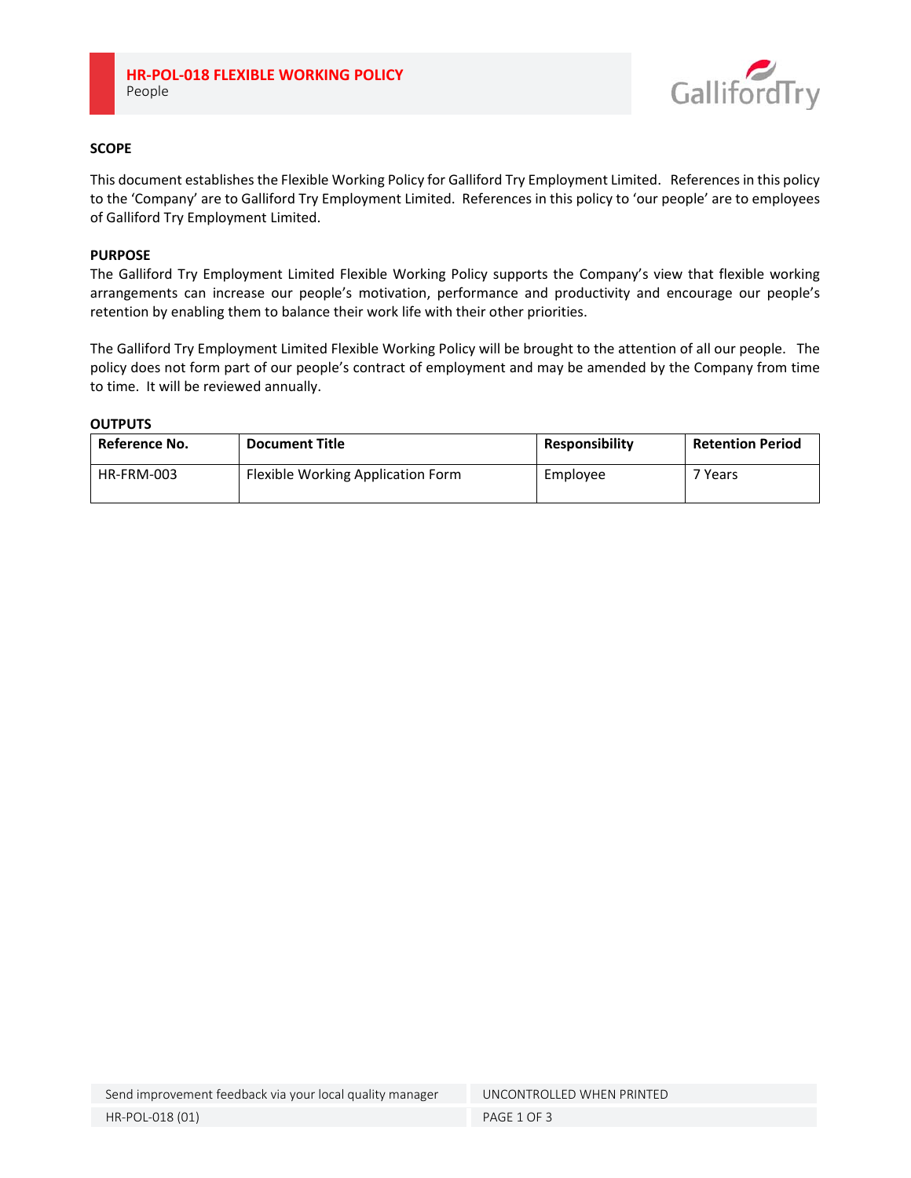# HR-POL-018 FLEXIBLE WORKING POLICY

People

## SCOPE

This document establishes the Flexible Working Policy for Galliford Try Employment Limited. References in this policy to the 'Company' are to Galliford Try Employment Limited. References in this policy to 'our people' are to employees of Galliford Try Employment Limited.

## PURPOSE

The Galliford Try Employment Limited Flexible Working Policy supports the Company's view that flexible working arrangements can increase our people's motivation, performance and productivity and encourage our people's retention by enabling them to balance their work life with their other priorities.

The Galliford Try Employment Limited Flexible Working Policy will be brought to the attention of all our people. The policy does not form part of our people's contract of employment and may be amended by the Company from time to time. It will be reviewed annually.

## OUTPUTS

| Reference No. | Document Title | Responsibility | Retention Period |
|---|---|---|---|
| HR-FRM-003 | Flexible Working Application Form | Employee | 7 Years |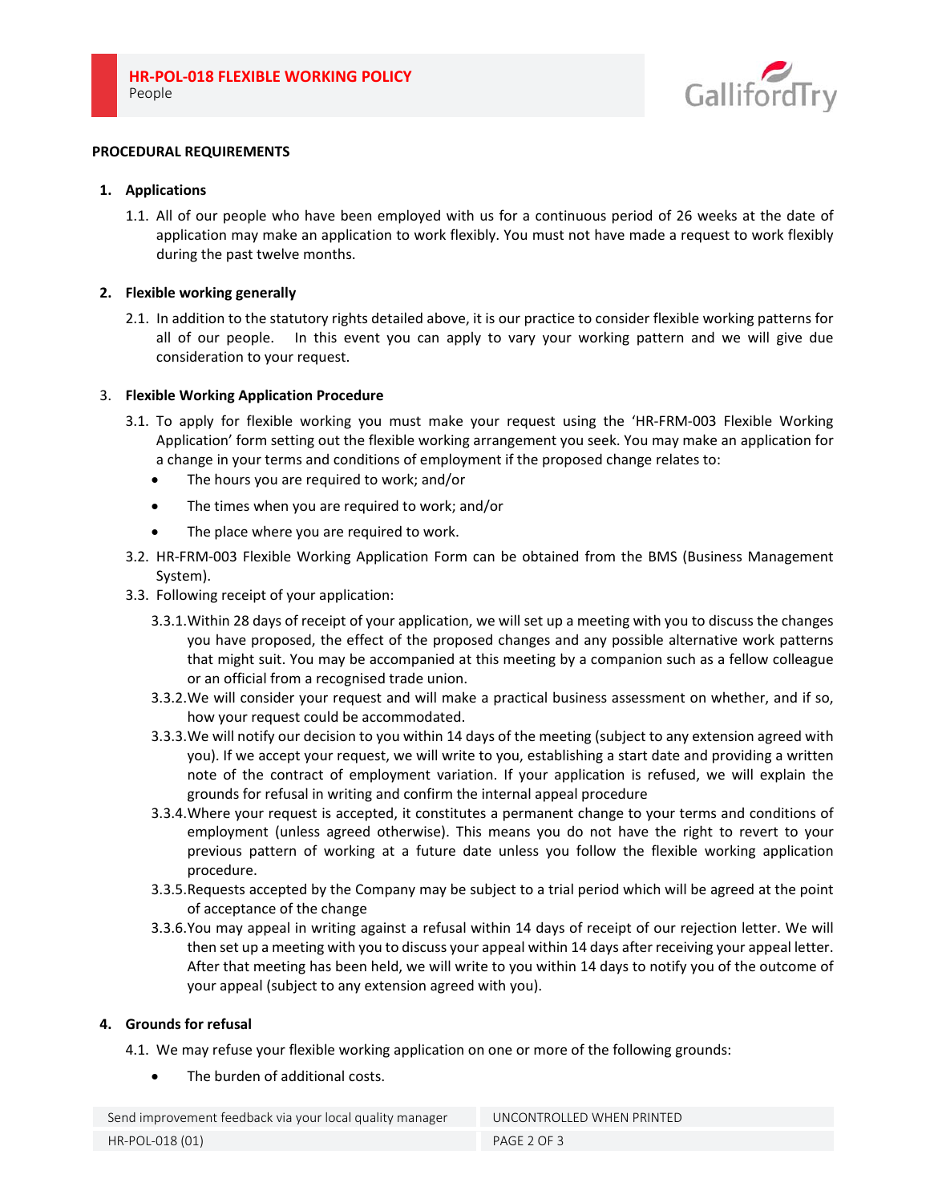**PROCEDURAL REQUIREMENTS**

1. **Applications**

   1.1. All of our people who have been employed with us for a continuous period of 26 weeks at the date of application may make an application to work flexibly. You must not have made a request to work flexibly during the past twelve months.

2. **Flexible working generally**

   2.1. In addition to the statutory rights detailed above, it is our practice to consider flexible working patterns for all of our people. In this event you can apply to vary your working pattern and we will give due consideration to your request.

3. **Flexible Working Application Procedure**

   3.1. To apply for flexible working you must make your request using the 'HR-FRM-003 Flexible Working Application' form setting out the flexible working arrangement you seek. You may make an application for a change in your terms and conditions of employment if the proposed change relates to:

   - The hours you are required to work; and/or
   - The times when you are required to work; and/or
   - The place where you are required to work.

   3.2. HR-FRM-003 Flexible Working Application Form can be obtained from the BMS (Business Management System).

   3.3. Following receipt of your application:

   3.3.1. Within 28 days of receipt of your application, we will set up a meeting with you to discuss the changes you have proposed, the effect of the proposed changes and any possible alternative work patterns that might suit. You may be accompanied at this meeting by a companion such as a fellow colleague or an official from a recognised trade union.

   3.3.2. We will consider your request and will make a practical business assessment on whether, and if so, how your request could be accommodated.

   3.3.3. We will notify our decision to you within 14 days of the meeting (subject to any extension agreed with you). If we accept your request, we will write to you, establishing a start date and providing a written note of the contract of employment variation. If your application is refused, we will explain the grounds for refusal in writing and confirm the internal appeal procedure

   3.3.4. Where your request is accepted, it constitutes a permanent change to your terms and conditions of employment (unless agreed otherwise). This means you do not have the right to revert to your previous pattern of working at a future date unless you follow the flexible working application procedure.

   3.3.5. Requests accepted by the Company may be subject to a trial period which will be agreed at the point of acceptance of the change

   3.3.6. You may appeal in writing against a refusal within 14 days of receipt of our rejection letter. We will then set up a meeting with you to discuss your appeal within 14 days after receiving your appeal letter. After that meeting has been held, we will write to you within 14 days to notify you of the outcome of your appeal (subject to any extension agreed with you).

4. **Grounds for refusal**

   4.1. We may refuse your flexible working application on one or more of the following grounds:

   - The burden of additional costs.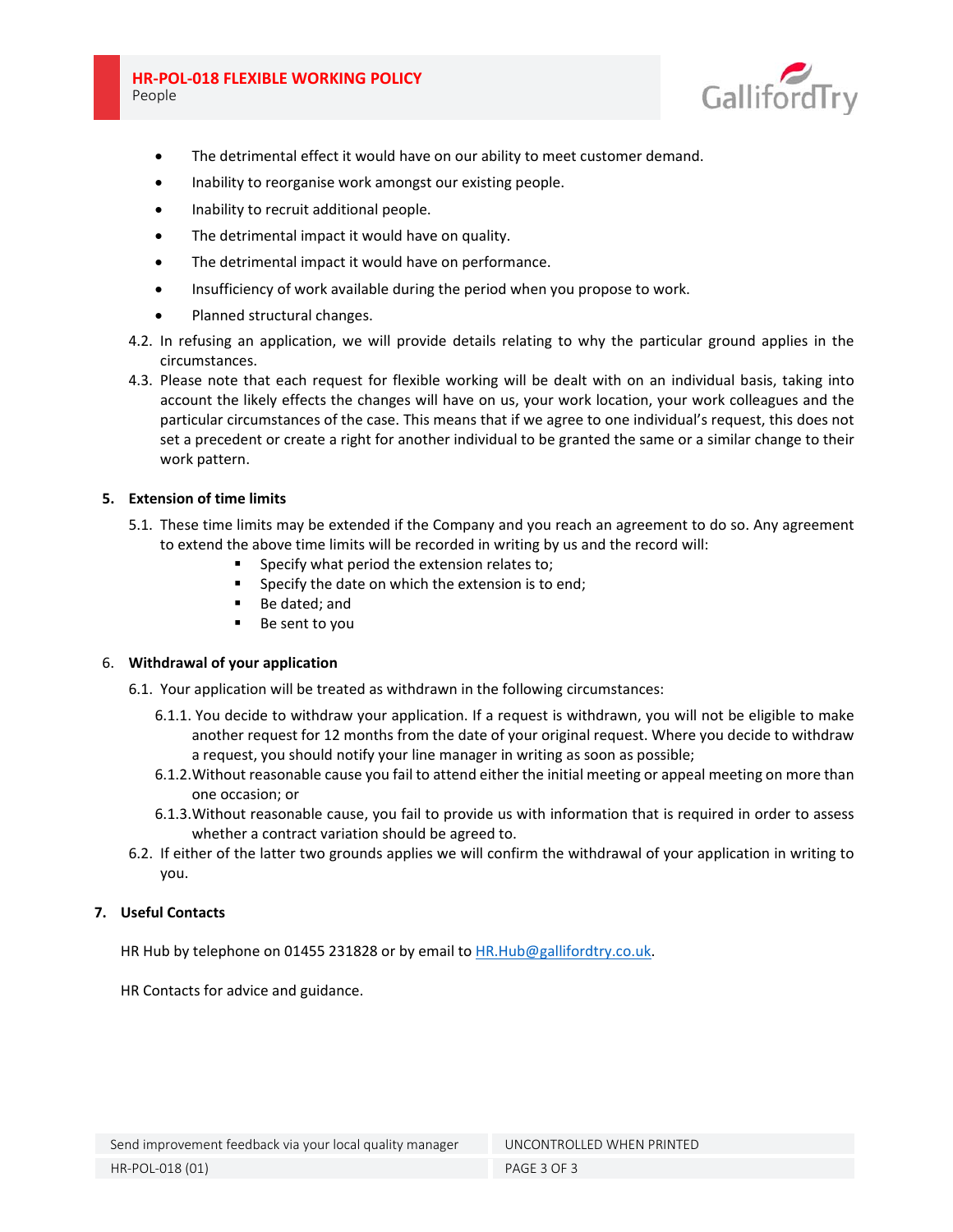- The detrimental effect it would have on our ability to meet customer demand.
- Inability to reorganise work amongst our existing people.
- Inability to recruit additional people.
- The detrimental impact it would have on quality.
- The detrimental impact it would have on performance.
- Insufficiency of work available during the period when you propose to work.
- Planned structural changes.

4.2. In refusing an application, we will provide details relating to why the particular ground applies in the circumstances.

4.3. Please note that each request for flexible working will be dealt with on an individual basis, taking into account the likely effects the changes will have on us, your work location, your work colleagues and the particular circumstances of the case. This means that if we agree to one individual's request, this does not set a precedent or create a right for another individual to be granted the same or a similar change to their work pattern.

## 5. Extension of time limits

5.1. These time limits may be extended if the Company and you reach an agreement to do so. Any agreement to extend the above time limits will be recorded in writing by us and the record will:

- Specify what period the extension relates to;
- Specify the date on which the extension is to end;
- Be dated; and
- Be sent to you

## 6. Withdrawal of your application

6.1. Your application will be treated as withdrawn in the following circumstances:

6.1.1. You decide to withdraw your application. If a request is withdrawn, you will not be eligible to make another request for 12 months from the date of your original request. Where you decide to withdraw a request, you should notify your line manager in writing as soon as possible;

6.1.2. Without reasonable cause you fail to attend either the initial meeting or appeal meeting on more than one occasion; or

6.1.3. Without reasonable cause, you fail to provide us with information that is required in order to assess whether a contract variation should be agreed to.

6.2. If either of the latter two grounds applies we will confirm the withdrawal of your application in writing to you.

## 7. Useful Contacts

HR Hub by telephone on 01455 231828 or by email to HR.Hub@gallifordtry.co.uk.

HR Contacts for advice and guidance.